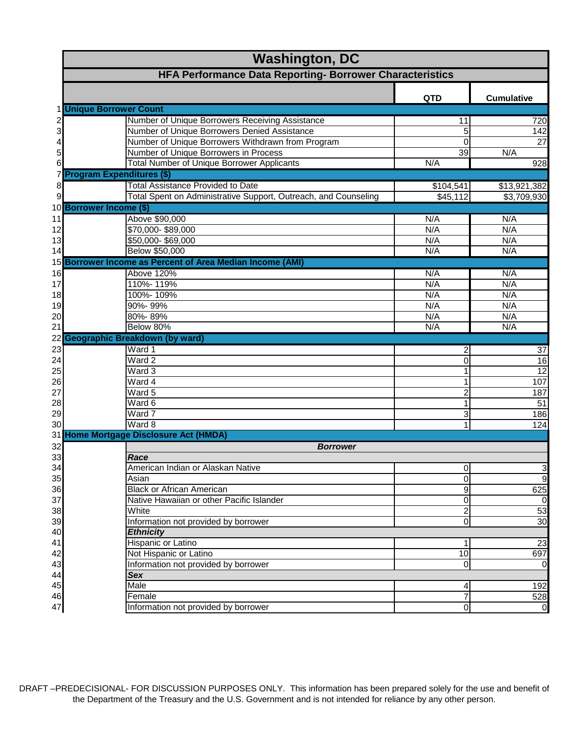# Washington, DC

## HFA Performance Data Reporting- Borrower Characteristics

| # | Category | Item | QTD | Cumulative |
|---|---|---|---|---|
| 1 | **Unique Borrower Count** | | | |
| 2 | | Number of Unique Borrowers Receiving Assistance | 11 | 720 |
| 3 | | Number of Unique Borrowers Denied Assistance | 5 | 142 |
| 4 | | Number of Unique Borrowers Withdrawn from Program | 0 | 27 |
| 5 | | Number of Unique Borrowers in Process | 39 | N/A |
| 6 | | Total Number of Unique Borrower Applicants | N/A | 928 |
| 7 | **Program Expenditures ($)** | | | |
| 8 | | Total Assistance Provided to Date | $104,541 | $13,921,382 |
| 9 | | Total Spent on Administrative Support, Outreach, and Counseling | $45,112 | $3,709,930 |
| 10 | **Borrower Income ($)** | | | |
| 11 | | Above $90,000 | N/A | N/A |
| 12 | | $70,000- $89,000 | N/A | N/A |
| 13 | | $50,000- $69,000 | N/A | N/A |
| 14 | | Below $50,000 | N/A | N/A |
| 15 | **Borrower Income as Percent of Area Median Income (AMI)** | | | |
| 16 | | Above 120% | N/A | N/A |
| 17 | | 110%- 119% | N/A | N/A |
| 18 | | 100%- 109% | N/A | N/A |
| 19 | | 90%- 99% | N/A | N/A |
| 20 | | 80%- 89% | N/A | N/A |
| 21 | | Below 80% | N/A | N/A |
| 22 | **Geographic Breakdown (by ward)** | | | |
| 23 | | Ward 1 | 2 | 37 |
| 24 | | Ward 2 | 0 | 16 |
| 25 | | Ward 3 | 1 | 12 |
| 26 | | Ward 4 | 1 | 107 |
| 27 | | Ward 5 | 2 | 187 |
| 28 | | Ward 6 | 1 | 51 |
| 29 | | Ward 7 | 3 | 186 |
| 30 | | Ward 8 | 1 | 124 |
| 31 | **Home Mortgage Disclosure Act (HMDA)** | | | |
| 32 | | ***Borrower*** | | |
| 33 | | ***Race*** | | |
| 34 | | American Indian or Alaskan Native | 0 | 3 |
| 35 | | Asian | 0 | 9 |
| 36 | | Black or African American | 9 | 625 |
| 37 | | Native Hawaiian or other Pacific Islander | 0 | 0 |
| 38 | | White | 2 | 53 |
| 39 | | Information not provided by borrower | 0 | 30 |
| 40 | | ***Ethnicity*** | | |
| 41 | | Hispanic or Latino | 1 | 23 |
| 42 | | Not Hispanic or Latino | 10 | 697 |
| 43 | | Information not provided by borrower | 0 | 0 |
| 44 | | ***Sex*** | | |
| 45 | | Male | 4 | 192 |
| 46 | | Female | 7 | 528 |
| 47 | | Information not provided by borrower | 0 | 0 |

DRAFT –PREDECISIONAL- FOR DISCUSSION PURPOSES ONLY. This information has been prepared solely for the use and benefit of the Department of the Treasury and the U.S. Government and is not intended for reliance by any other person.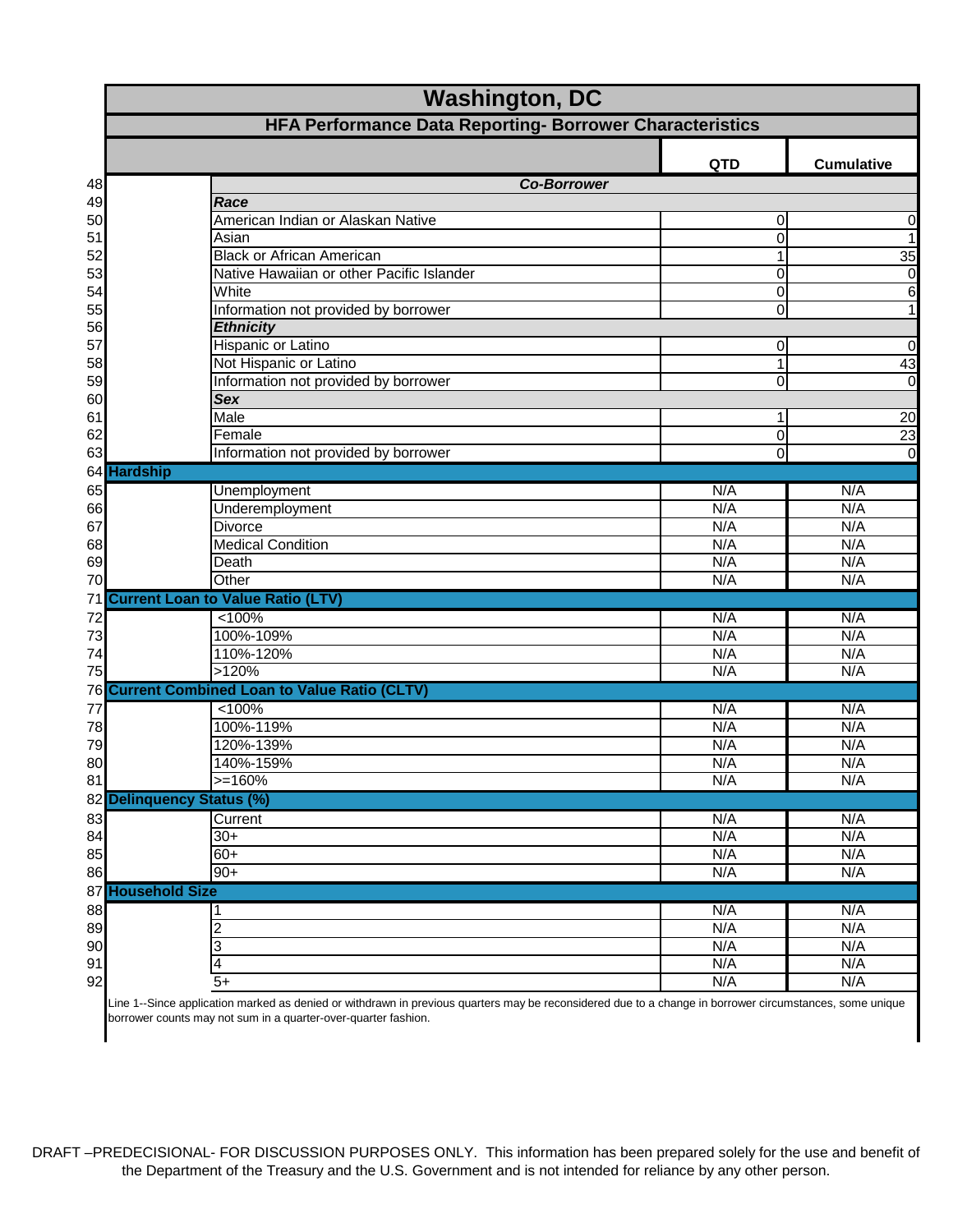# Washington, DC

## HFA Performance Data Reporting- Borrower Characteristics

| Line | Category | Item | QTD | Cumulative |
|---|---|---|---|---|
| 48 | | ***Co-Borrower*** | | |
| 49 | | ***Race*** | | |
| 50 | | American Indian or Alaskan Native | 0 | 0 |
| 51 | | Asian | 0 | 1 |
| 52 | | Black or African American | 1 | 35 |
| 53 | | Native Hawaiian or other Pacific Islander | 0 | 0 |
| 54 | | White | 0 | 6 |
| 55 | | Information not provided by borrower | 0 | 1 |
| 56 | | ***Ethnicity*** | | |
| 57 | | Hispanic or Latino | 0 | 0 |
| 58 | | Not Hispanic or Latino | 1 | 43 |
| 59 | | Information not provided by borrower | 0 | 0 |
| 60 | | ***Sex*** | | |
| 61 | | Male | 1 | 20 |
| 62 | | Female | 0 | 23 |
| 63 | | Information not provided by borrower | 0 | 0 |
| 64 | **Hardship** | | | |
| 65 | | Unemployment | N/A | N/A |
| 66 | | Underemployment | N/A | N/A |
| 67 | | Divorce | N/A | N/A |
| 68 | | Medical Condition | N/A | N/A |
| 69 | | Death | N/A | N/A |
| 70 | | Other | N/A | N/A |
| 71 | **Current Loan to Value Ratio (LTV)** | | | |
| 72 | | <100% | N/A | N/A |
| 73 | | 100%-109% | N/A | N/A |
| 74 | | 110%-120% | N/A | N/A |
| 75 | | >120% | N/A | N/A |
| 76 | **Current Combined Loan to Value Ratio (CLTV)** | | | |
| 77 | | <100% | N/A | N/A |
| 78 | | 100%-119% | N/A | N/A |
| 79 | | 120%-139% | N/A | N/A |
| 80 | | 140%-159% | N/A | N/A |
| 81 | | >=160% | N/A | N/A |
| 82 | **Delinquency Status (%)** | | | |
| 83 | | Current | N/A | N/A |
| 84 | | 30+ | N/A | N/A |
| 85 | | 60+ | N/A | N/A |
| 86 | | 90+ | N/A | N/A |
| 87 | **Household Size** | | | |
| 88 | | 1 | N/A | N/A |
| 89 | | 2 | N/A | N/A |
| 90 | | 3 | N/A | N/A |
| 91 | | 4 | N/A | N/A |
| 92 | | 5+ | N/A | N/A |

Line 1--Since application marked as denied or withdrawn in previous quarters may be reconsidered due to a change in borrower circumstances, some unique borrower counts may not sum in a quarter-over-quarter fashion.

DRAFT –PREDECISIONAL- FOR DISCUSSION PURPOSES ONLY. This information has been prepared solely for the use and benefit of the Department of the Treasury and the U.S. Government and is not intended for reliance by any other person.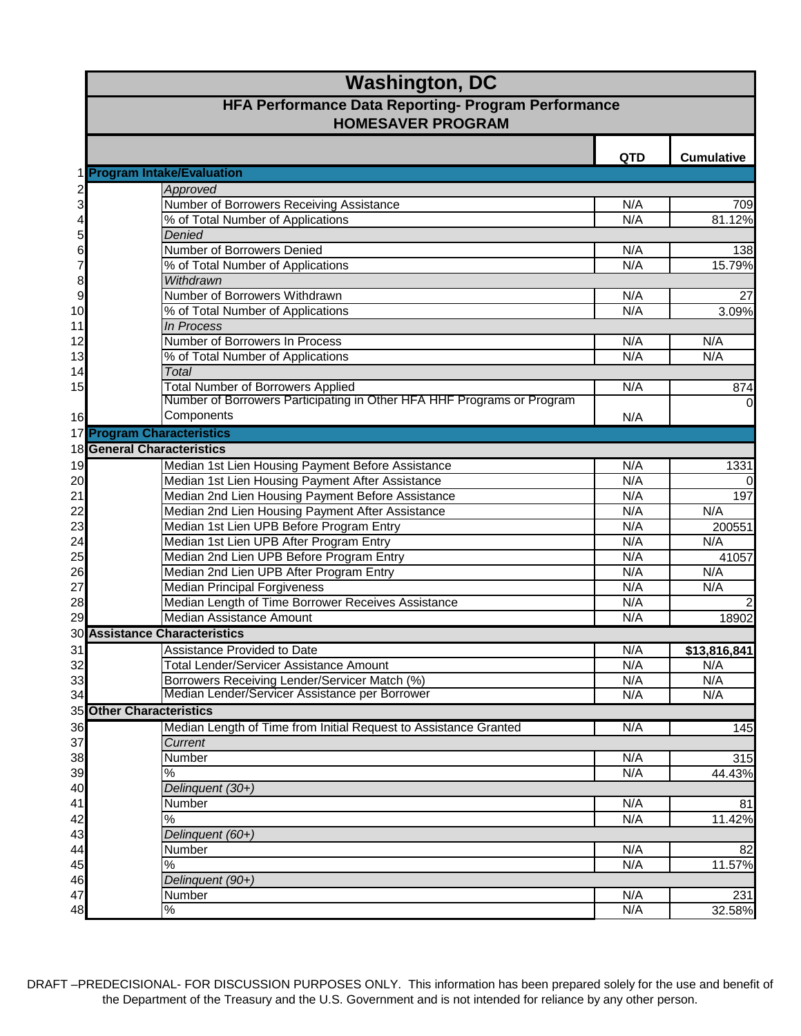# Washington, DC

## HFA Performance Data Reporting- Program Performance

### HOMESAVER PROGRAM

| | | | QTD | Cumulative |
|---|---|---|---|---|
| 1 | **Program Intake/Evaluation** | | | |
| 2 | | *Approved* | | |
| 3 | | Number of Borrowers Receiving Assistance | N/A | 709 |
| 4 | | % of Total Number of Applications | N/A | 81.12% |
| 5 | | *Denied* | | |
| 6 | | Number of Borrowers Denied | N/A | 138 |
| 7 | | % of Total Number of Applications | N/A | 15.79% |
| 8 | | *Withdrawn* | | |
| 9 | | Number of Borrowers Withdrawn | N/A | 27 |
| 10 | | % of Total Number of Applications | N/A | 3.09% |
| 11 | | *In Process* | | |
| 12 | | Number of Borrowers In Process | N/A | N/A |
| 13 | | % of Total Number of Applications | N/A | N/A |
| 14 | | *Total* | | |
| 15 | | Total Number of Borrowers Applied | N/A | 874 |
| 16 | | Number of Borrowers Participating in Other HFA HHF Programs or Program Components | N/A | 0 |
| 17 | **Program Characteristics** | | | |
| 18 | **General Characteristics** | | | |
| 19 | | Median 1st Lien Housing Payment Before Assistance | N/A | 1331 |
| 20 | | Median 1st Lien Housing Payment After Assistance | N/A | 0 |
| 21 | | Median 2nd Lien Housing Payment Before Assistance | N/A | 197 |
| 22 | | Median 2nd Lien Housing Payment After Assistance | N/A | N/A |
| 23 | | Median 1st Lien UPB Before Program Entry | N/A | 200551 |
| 24 | | Median 1st Lien UPB After Program Entry | N/A | N/A |
| 25 | | Median 2nd Lien UPB Before Program Entry | N/A | 41057 |
| 26 | | Median 2nd Lien UPB After Program Entry | N/A | N/A |
| 27 | | Median Principal Forgiveness | N/A | N/A |
| 28 | | Median Length of Time Borrower Receives Assistance | N/A | 2 |
| 29 | | Median Assistance Amount | N/A | 18902 |
| 30 | **Assistance Characteristics** | | | |
| 31 | | Assistance Provided to Date | N/A | **$13,816,841** |
| 32 | | Total Lender/Servicer Assistance Amount | N/A | N/A |
| 33 | | Borrowers Receiving Lender/Servicer Match (%) | N/A | N/A |
| 34 | | Median Lender/Servicer Assistance per Borrower | N/A | N/A |
| 35 | **Other Characteristics** | | | |
| 36 | | Median Length of Time from Initial Request to Assistance Granted | N/A | 145 |
| 37 | | *Current* | | |
| 38 | | Number | N/A | 315 |
| 39 | | % | N/A | 44.43% |
| 40 | | *Delinquent (30+)* | | |
| 41 | | Number | N/A | 81 |
| 42 | | % | N/A | 11.42% |
| 43 | | *Delinquent (60+)* | | |
| 44 | | Number | N/A | 82 |
| 45 | | % | N/A | 11.57% |
| 46 | | *Delinquent (90+)* | | |
| 47 | | Number | N/A | 231 |
| 48 | | % | N/A | 32.58% |

DRAFT –PREDECISIONAL- FOR DISCUSSION PURPOSES ONLY. This information has been prepared solely for the use and benefit of the Department of the Treasury and the U.S. Government and is not intended for reliance by any other person.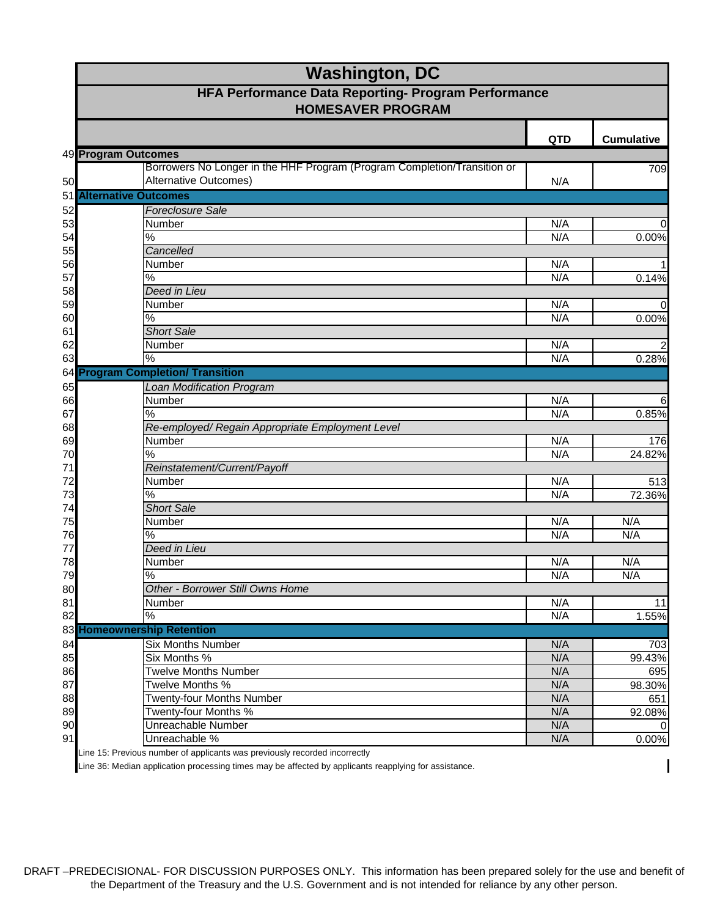# Washington, DC

## HFA Performance Data Reporting- Program Performance
## HOMESAVER PROGRAM

| | | | QTD | Cumulative |
|---|---|---|---|---|
| 49 | **Program Outcomes** | | | |
| 50 | | Borrowers No Longer in the HHF Program (Program Completion/Transition or Alternative Outcomes) | N/A | 709 |
| 51 | **Alternative Outcomes** | | | |
| 52 | | *Foreclosure Sale* | | |
| 53 | | Number | N/A | 0 |
| 54 | | % | N/A | 0.00% |
| 55 | | *Cancelled* | | |
| 56 | | Number | N/A | 1 |
| 57 | | % | N/A | 0.14% |
| 58 | | *Deed in Lieu* | | |
| 59 | | Number | N/A | 0 |
| 60 | | % | N/A | 0.00% |
| 61 | | *Short Sale* | | |
| 62 | | Number | N/A | 2 |
| 63 | | % | N/A | 0.28% |
| 64 | **Program Completion/ Transition** | | | |
| 65 | | *Loan Modification Program* | | |
| 66 | | Number | N/A | 6 |
| 67 | | % | N/A | 0.85% |
| 68 | | *Re-employed/ Regain Appropriate Employment Level* | | |
| 69 | | Number | N/A | 176 |
| 70 | | % | N/A | 24.82% |
| 71 | | *Reinstatement/Current/Payoff* | | |
| 72 | | Number | N/A | 513 |
| 73 | | % | N/A | 72.36% |
| 74 | | *Short Sale* | | |
| 75 | | Number | N/A | N/A |
| 76 | | % | N/A | N/A |
| 77 | | *Deed in Lieu* | | |
| 78 | | Number | N/A | N/A |
| 79 | | % | N/A | N/A |
| 80 | | *Other - Borrower Still Owns Home* | | |
| 81 | | Number | N/A | 11 |
| 82 | | % | N/A | 1.55% |
| 83 | **Homeownership Retention** | | | |
| 84 | | Six Months Number | N/A | 703 |
| 85 | | Six Months % | N/A | 99.43% |
| 86 | | Twelve Months Number | N/A | 695 |
| 87 | | Twelve Months % | N/A | 98.30% |
| 88 | | Twenty-four Months Number | N/A | 651 |
| 89 | | Twenty-four Months % | N/A | 92.08% |
| 90 | | Unreachable Number | N/A | 0 |
| 91 | | Unreachable % | N/A | 0.00% |

Line 15: Previous number of applicants was previously recorded incorrectly

Line 36: Median application processing times may be affected by applicants reapplying for assistance.

DRAFT –PREDECISIONAL- FOR DISCUSSION PURPOSES ONLY. This information has been prepared solely for the use and benefit of the Department of the Treasury and the U.S. Government and is not intended for reliance by any other person.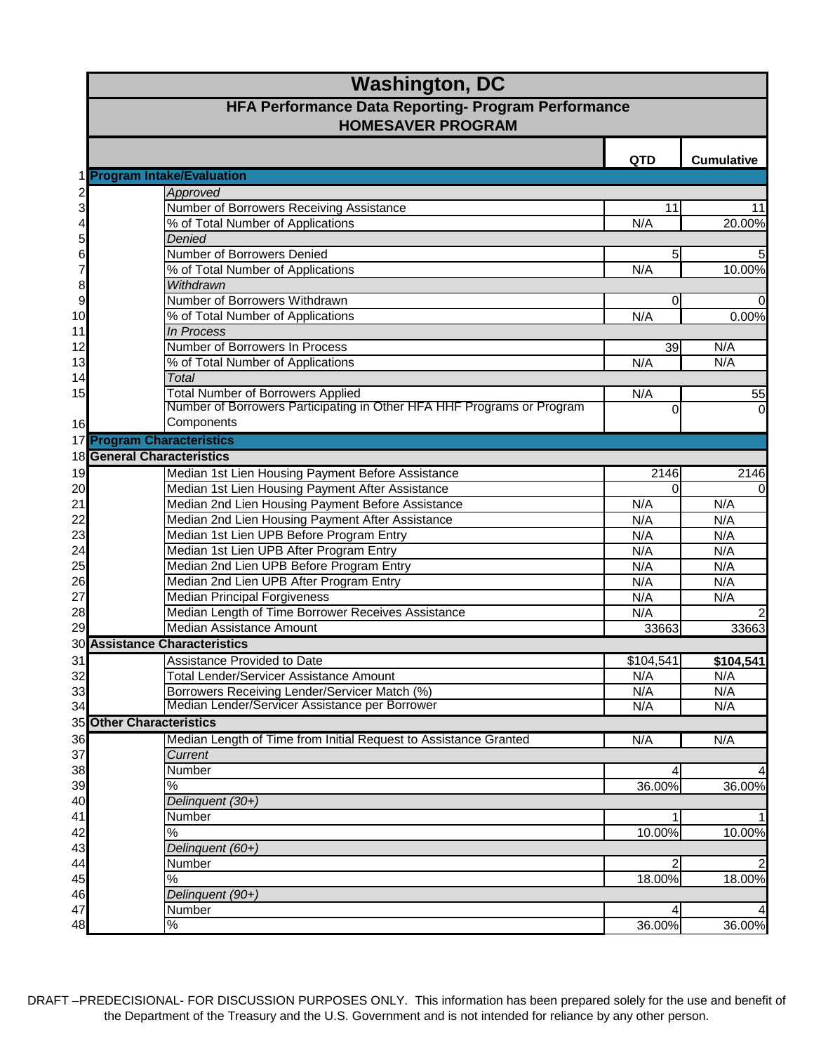# Washington, DC

## HFA Performance Data Reporting- Program Performance
## HOMESAVER PROGRAM

| # | | | QTD | Cumulative |
|---|---|---|---|---|
| 1 | **Program Intake/Evaluation** | | | |
| 2 | | *Approved* | | |
| 3 | | Number of Borrowers Receiving Assistance | 11 | 11 |
| 4 | | % of Total Number of Applications | N/A | 20.00% |
| 5 | | *Denied* | | |
| 6 | | Number of Borrowers Denied | 5 | 5 |
| 7 | | % of Total Number of Applications | N/A | 10.00% |
| 8 | | *Withdrawn* | | |
| 9 | | Number of Borrowers Withdrawn | 0 | 0 |
| 10 | | % of Total Number of Applications | N/A | 0.00% |
| 11 | | *In Process* | | |
| 12 | | Number of Borrowers In Process | 39 | N/A |
| 13 | | % of Total Number of Applications | N/A | N/A |
| 14 | | *Total* | | |
| 15 | | Total Number of Borrowers Applied | N/A | 55 |
| 16 | | Number of Borrowers Participating in Other HFA HHF Programs or Program Components | 0 | 0 |
| 17 | **Program Characteristics** | | | |
| 18 | **General Characteristics** | | | |
| 19 | | Median 1st Lien Housing Payment Before Assistance | 2146 | 2146 |
| 20 | | Median 1st Lien Housing Payment After Assistance | 0 | 0 |
| 21 | | Median 2nd Lien Housing Payment Before Assistance | N/A | N/A |
| 22 | | Median 2nd Lien Housing Payment After Assistance | N/A | N/A |
| 23 | | Median 1st Lien UPB Before Program Entry | N/A | N/A |
| 24 | | Median 1st Lien UPB After Program Entry | N/A | N/A |
| 25 | | Median 2nd Lien UPB Before Program Entry | N/A | N/A |
| 26 | | Median 2nd Lien UPB After Program Entry | N/A | N/A |
| 27 | | Median Principal Forgiveness | N/A | N/A |
| 28 | | Median Length of Time Borrower Receives Assistance | N/A | 2 |
| 29 | | Median Assistance Amount | 33663 | 33663 |
| 30 | **Assistance Characteristics** | | | |
| 31 | | Assistance Provided to Date | $104,541 | **$104,541** |
| 32 | | Total Lender/Servicer Assistance Amount | N/A | N/A |
| 33 | | Borrowers Receiving Lender/Servicer Match (%) | N/A | N/A |
| 34 | | Median Lender/Servicer Assistance per Borrower | N/A | N/A |
| 35 | **Other Characteristics** | | | |
| 36 | | Median Length of Time from Initial Request to Assistance Granted | N/A | N/A |
| 37 | | *Current* | | |
| 38 | | Number | 4 | 4 |
| 39 | | % | 36.00% | 36.00% |
| 40 | | *Delinquent (30+)* | | |
| 41 | | Number | 1 | 1 |
| 42 | | % | 10.00% | 10.00% |
| 43 | | *Delinquent (60+)* | | |
| 44 | | Number | 2 | 2 |
| 45 | | % | 18.00% | 18.00% |
| 46 | | *Delinquent (90+)* | | |
| 47 | | Number | 4 | 4 |
| 48 | | % | 36.00% | 36.00% |

DRAFT –PREDECISIONAL- FOR DISCUSSION PURPOSES ONLY. This information has been prepared solely for the use and benefit of the Department of the Treasury and the U.S. Government and is not intended for reliance by any other person.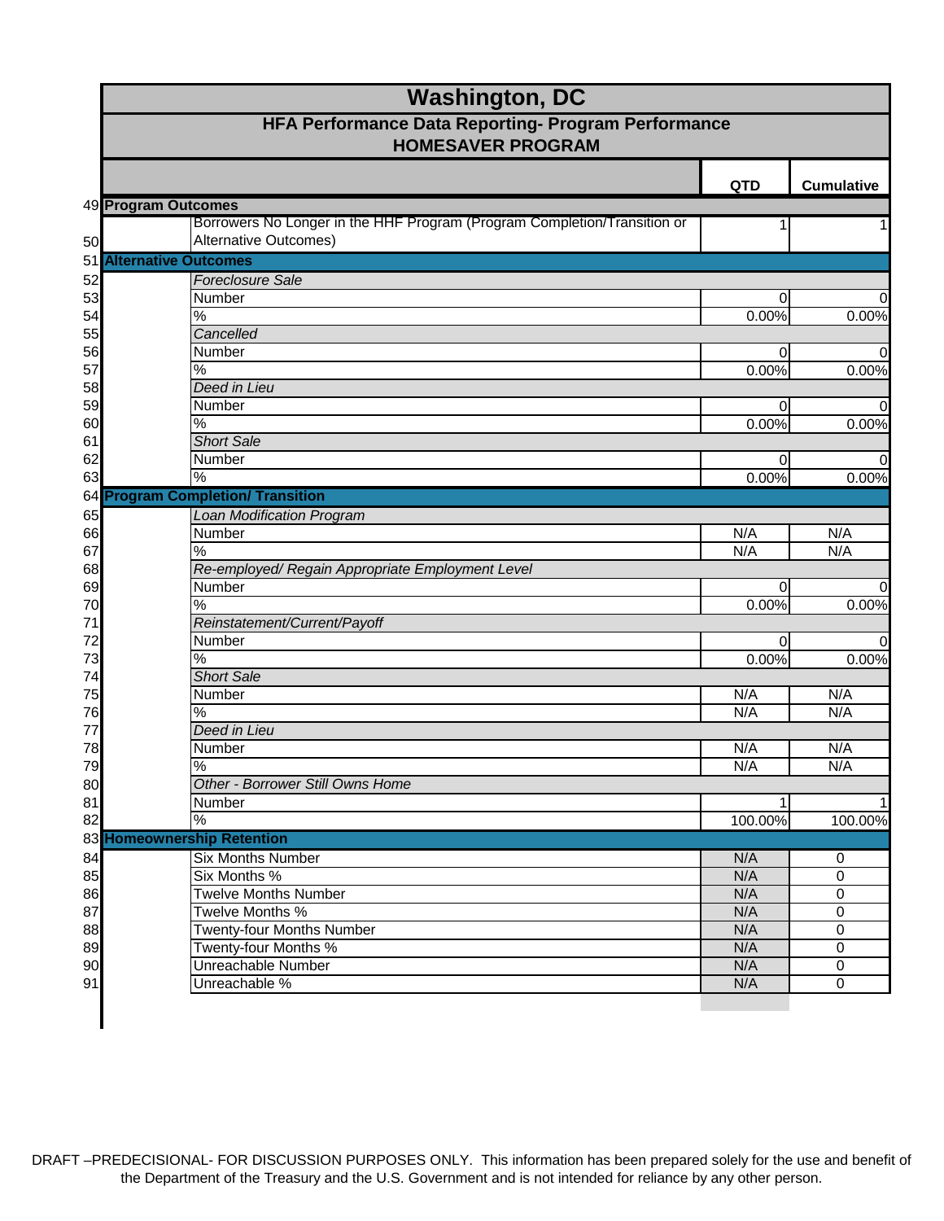# Washington, DC

## HFA Performance Data Reporting- Program Performance
## HOMESAVER PROGRAM

| Row | | | QTD | Cumulative |
|---|---|---|---|---|
| 49 | **Program Outcomes** | | | |
| 50 | | Borrowers No Longer in the HHF Program (Program Completion/Transition or Alternative Outcomes) | 1 | 1 |
| 51 | **Alternative Outcomes** | | | |
| 52 | | *Foreclosure Sale* | | |
| 53 | | Number | 0 | 0 |
| 54 | | % | 0.00% | 0.00% |
| 55 | | *Cancelled* | | |
| 56 | | Number | 0 | 0 |
| 57 | | % | 0.00% | 0.00% |
| 58 | | *Deed in Lieu* | | |
| 59 | | Number | 0 | 0 |
| 60 | | % | 0.00% | 0.00% |
| 61 | | *Short Sale* | | |
| 62 | | Number | 0 | 0 |
| 63 | | % | 0.00% | 0.00% |
| 64 | **Program Completion/ Transition** | | | |
| 65 | | *Loan Modification Program* | | |
| 66 | | Number | N/A | N/A |
| 67 | | % | N/A | N/A |
| 68 | | *Re-employed/ Regain Appropriate Employment Level* | | |
| 69 | | Number | 0 | 0 |
| 70 | | % | 0.00% | 0.00% |
| 71 | | *Reinstatement/Current/Payoff* | | |
| 72 | | Number | 0 | 0 |
| 73 | | % | 0.00% | 0.00% |
| 74 | | *Short Sale* | | |
| 75 | | Number | N/A | N/A |
| 76 | | % | N/A | N/A |
| 77 | | *Deed in Lieu* | | |
| 78 | | Number | N/A | N/A |
| 79 | | % | N/A | N/A |
| 80 | | *Other - Borrower Still Owns Home* | | |
| 81 | | Number | 1 | 1 |
| 82 | | % | 100.00% | 100.00% |
| 83 | **Homeownership Retention** | | | |
| 84 | | Six Months Number | N/A | 0 |
| 85 | | Six Months % | N/A | 0 |
| 86 | | Twelve Months Number | N/A | 0 |
| 87 | | Twelve Months % | N/A | 0 |
| 88 | | Twenty-four Months Number | N/A | 0 |
| 89 | | Twenty-four Months % | N/A | 0 |
| 90 | | Unreachable Number | N/A | 0 |
| 91 | | Unreachable % | N/A | 0 |

DRAFT –PREDECISIONAL- FOR DISCUSSION PURPOSES ONLY. This information has been prepared solely for the use and benefit of the Department of the Treasury and the U.S. Government and is not intended for reliance by any other person.